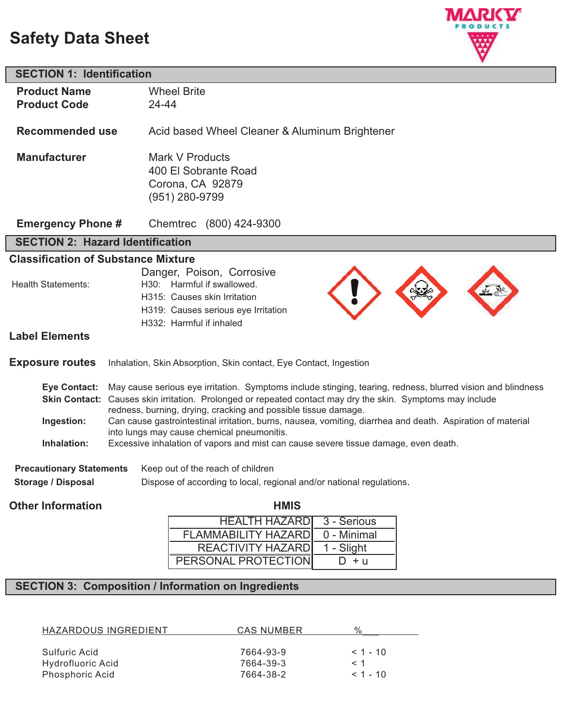# Safety Data Sheet

## SECTION 1: Identification

| | |
|---|---|
| **Product Name** | Wheel Brite |
| **Product Code** | 24-44 |
| **Recommended use** | Acid based Wheel Cleaner & Aluminum Brightener |
| **Manufacturer** | Mark V Products<br>400 El Sobrante Road<br>Corona, CA 92879<br>(951) 280-9799 |
| **Emergency Phone #** | Chemtrec (800) 424-9300 |

## SECTION 2: Hazard Identification

### Classification of Substance Mixture

Danger, Poison, Corrosive

Health Statements:
- H30: Harmful if swallowed.
- H315: Causes skin Irritation
- H319: Causes serious eye Irritation
- H332: Harmful if inhaled

### Label Elements

**Exposure routes** Inhalation, Skin Absorption, Skin contact, Eye Contact, Ingestion

**Eye Contact:** May cause serious eye irritation. Symptoms include stinging, tearing, redness, blurred vision and blindness

**Skin Contact:** Causes skin irritation. Prolonged or repeated contact may dry the skin. Symptoms may include redness, burning, drying, cracking and possible tissue damage.

**Ingestion:** Can cause gastrointestinal irritation, burns, nausea, vomiting, diarrhea and death. Aspiration of material into lungs may cause chemical pneumonitis.

**Inhalation:** Excessive inhalation of vapors and mist can cause severe tissue damage, even death.

**Precautionary Statements** Keep out of the reach of children

**Storage / Disposal** Dispose of according to local, regional and/or national regulations.

### Other Information

**HMIS**

| | |
|---|---|
| HEALTH HAZARD | 3 - Serious |
| FLAMMABILITY HAZARD | 0 - Minimal |
| REACTIVITY HAZARD | 1 - Slight |
| PERSONAL PROTECTION | D + u |

## SECTION 3: Composition / Information on Ingredients

| HAZARDOUS INGREDIENT | CAS NUMBER | % |
|---|---|---|
| Sulfuric Acid | 7664-93-9 | < 1 - 10 |
| Hydrofluoric Acid | 7664-39-3 | < 1 |
| Phosphoric Acid | 7664-38-2 | < 1 - 10 |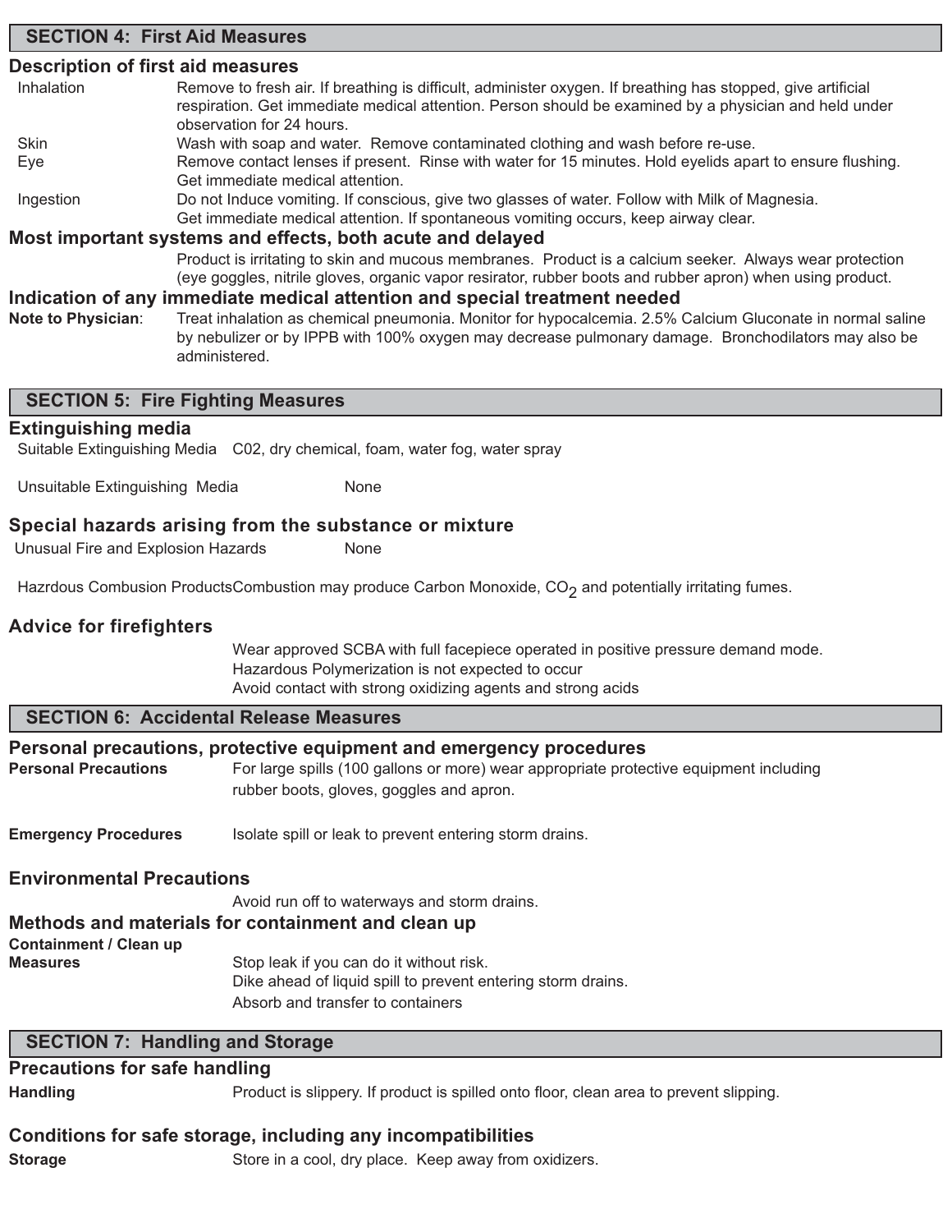## SECTION 4: First Aid Measures

### Description of first aid measures

**Inhalation** Remove to fresh air. If breathing is difficult, administer oxygen. If breathing has stopped, give artificial respiration. Get immediate medical attention. Person should be examined by a physician and held under observation for 24 hours.

**Skin** Wash with soap and water. Remove contaminated clothing and wash before re-use.

**Eye** Remove contact lenses if present. Rinse with water for 15 minutes. Hold eyelids apart to ensure flushing. Get immediate medical attention.

**Ingestion** Do not Induce vomiting. If conscious, give two glasses of water. Follow with Milk of Magnesia. Get immediate medical attention. If spontaneous vomiting occurs, keep airway clear.

### Most important systems and effects, both acute and delayed

Product is irritating to skin and mucous membranes. Product is a calcium seeker. Always wear protection (eye goggles, nitrile gloves, organic vapor resirator, rubber boots and rubber apron) when using product.

### Indication of any immediate medical attention and special treatment needed

**Note to Physician**: Treat inhalation as chemical pneumonia. Monitor for hypocalcemia. 2.5% Calcium Gluconate in normal saline by nebulizer or by IPPB with 100% oxygen may decrease pulmonary damage. Bronchodilators may also be administered.

## SECTION 5: Fire Fighting Measures

### Extinguishing media

Suitable Extinguishing Media C02, dry chemical, foam, water fog, water spray

Unsuitable Extinguishing Media None

### Special hazards arising from the substance or mixture

Unusual Fire and Explosion Hazards None

Hazrdous Combusion Products Combustion may produce Carbon Monoxide, $CO_2$ and potentially irritating fumes.

### Advice for firefighters

Wear approved SCBA with full facepiece operated in positive pressure demand mode.
Hazardous Polymerization is not expected to occur
Avoid contact with strong oxidizing agents and strong acids

## SECTION 6: Accidental Release Measures

### Personal precautions, protective equipment and emergency procedures

**Personal Precautions** For large spills (100 gallons or more) wear appropriate protective equipment including rubber boots, gloves, goggles and apron.

**Emergency Procedures** Isolate spill or leak to prevent entering storm drains.

### Environmental Precautions

Avoid run off to waterways and storm drains.

### Methods and materials for containment and clean up

**Containment / Clean up Measures** Stop leak if you can do it without risk.
Dike ahead of liquid spill to prevent entering storm drains.
Absorb and transfer to containers

## SECTION 7: Handling and Storage

### Precautions for safe handling

**Handling** Product is slippery. If product is spilled onto floor, clean area to prevent slipping.

### Conditions for safe storage, including any incompatibilities

**Storage** Store in a cool, dry place. Keep away from oxidizers.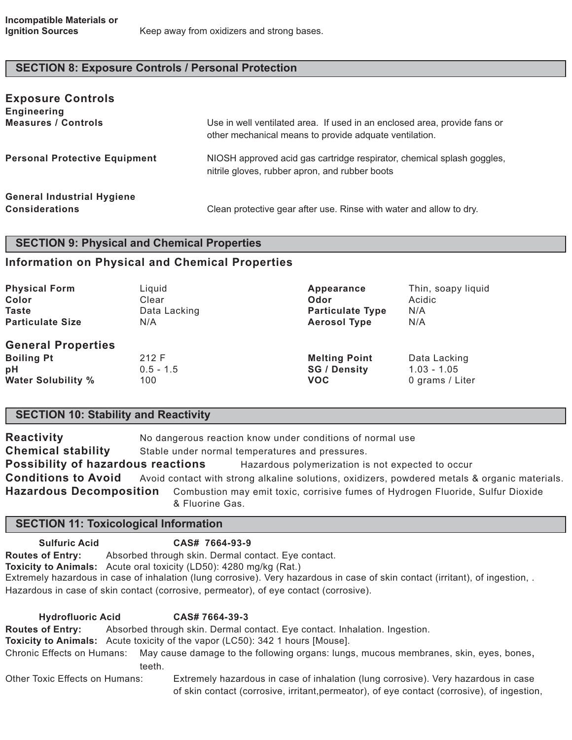**Incompatible Materials or Ignition Sources** Keep away from oxidizers and strong bases.

## SECTION 8: Exposure Controls / Personal Protection

### Exposure Controls

**Engineering Measures / Controls** Use in well ventilated area. If used in an enclosed area, provide fans or other mechanical means to provide adquate ventilation.

**Personal Protective Equipment** NIOSH approved acid gas cartridge respirator, chemical splash goggles, nitrile gloves, rubber apron, and rubber boots

**General Industrial Hygiene Considerations** Clean protective gear after use. Rinse with water and allow to dry.

## SECTION 9: Physical and Chemical Properties

### Information on Physical and Chemical Properties

| | | | |
|---|---|---|---|
| **Physical Form** | Liquid | **Appearance** | Thin, soapy liquid |
| **Color** | Clear | **Odor** | Acidic |
| **Taste** | Data Lacking | **Particulate Type** | N/A |
| **Particulate Size** | N/A | **Aerosol Type** | N/A |

### General Properties

| | | | |
|---|---|---|---|
| **Boiling Pt** | 212 F | **Melting Point** | Data Lacking |
| **pH** | 0.5 - 1.5 | **SG / Density** | 1.03 - 1.05 |
| **Water Solubility %** | 100 | **VOC** | 0 grams / Liter |

## SECTION 10: Stability and Reactivity

**Reactivity** No dangerous reaction know under conditions of normal use

**Chemical stability** Stable under normal temperatures and pressures.

**Possibility of hazardous reactions** Hazardous polymerization is not expected to occur

**Conditions to Avoid** Avoid contact with strong alkaline solutions, oxidizers, powdered metals & organic materials.

**Hazardous Decomposition** Combustion may emit toxic, corrisive fumes of Hydrogen Fluoride, Sulfur Dioxide & Fluorine Gas.

## SECTION 11: Toxicological Information

**Sulfuric Acid** **CAS# 7664-93-9**

**Routes of Entry:** Absorbed through skin. Dermal contact. Eye contact.

**Toxicity to Animals:** Acute oral toxicity (LD50): 4280 mg/kg (Rat.)

Extremely hazardous in case of inhalation (lung corrosive). Very hazardous in case of skin contact (irritant), of ingestion, . Hazardous in case of skin contact (corrosive, permeator), of eye contact (corrosive).

**Hydrofluoric Acid** **CAS# 7664-39-3**

**Routes of Entry:** Absorbed through skin. Dermal contact. Eye contact. Inhalation. Ingestion.

**Toxicity to Animals:** Acute toxicity of the vapor (LC50): 342 1 hours [Mouse].

Chronic Effects on Humans: May cause damage to the following organs: lungs, mucous membranes, skin, eyes, bones, teeth.

Other Toxic Effects on Humans: Extremely hazardous in case of inhalation (lung corrosive). Very hazardous in case of skin contact (corrosive, irritant,permeator), of eye contact (corrosive), of ingestion,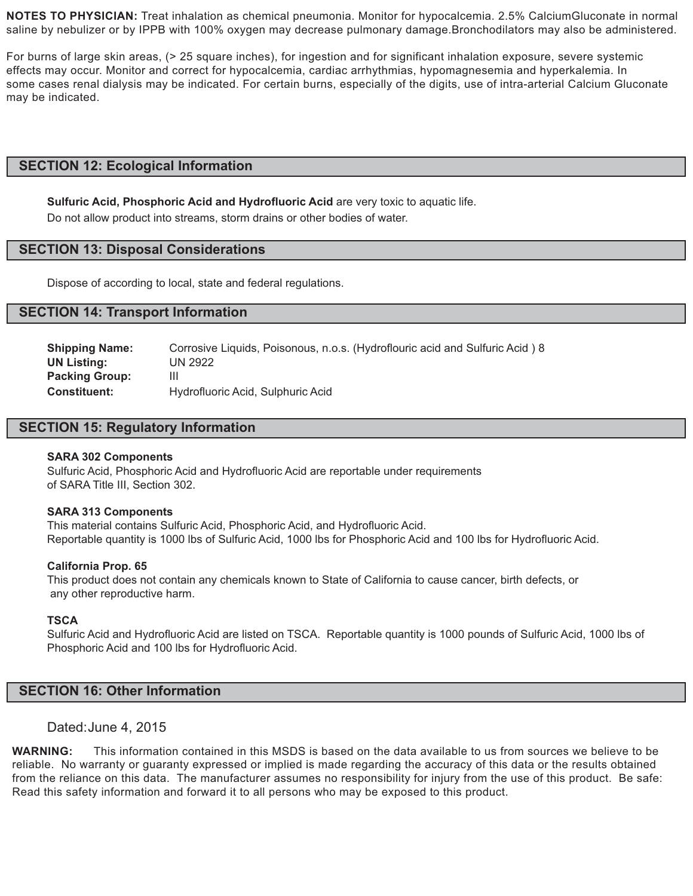**NOTES TO PHYSICIAN:** Treat inhalation as chemical pneumonia. Monitor for hypocalcemia. 2.5% CalciumGluconate in normal saline by nebulizer or by IPPB with 100% oxygen may decrease pulmonary damage.Bronchodilators may also be administered.

For burns of large skin areas, (> 25 square inches), for ingestion and for significant inhalation exposure, severe systemic effects may occur. Monitor and correct for hypocalcemia, cardiac arrhythmias, hypomagnesemia and hyperkalemia. In some cases renal dialysis may be indicated. For certain burns, especially of the digits, use of intra-arterial Calcium Gluconate may be indicated.

## SECTION 12: Ecological Information

**Sulfuric Acid, Phosphoric Acid and Hydrofluoric Acid** are very toxic to aquatic life.
Do not allow product into streams, storm drains or other bodies of water.

## SECTION 13: Disposal Considerations

Dispose of according to local, state and federal regulations.

## SECTION 14: Transport Information

| | |
|---|---|
| **Shipping Name:** | Corrosive Liquids, Poisonous, n.o.s. (Hydroflouric acid and Sulfuric Acid ) 8 |
| **UN Listing:** | UN 2922 |
| **Packing Group:** | III |
| **Constituent:** | Hydrofluoric Acid, Sulphuric Acid |

## SECTION 15: Regulatory Information

**SARA 302 Components**
Sulfuric Acid, Phosphoric Acid and Hydrofluoric Acid are reportable under requirements of SARA Title III, Section 302.

**SARA 313 Components**
This material contains Sulfuric Acid, Phosphoric Acid, and Hydrofluoric Acid.
Reportable quantity is 1000 lbs of Sulfuric Acid, 1000 lbs for Phosphoric Acid and 100 lbs for Hydrofluoric Acid.

**California Prop. 65**
This product does not contain any chemicals known to State of California to cause cancer, birth defects, or any other reproductive harm.

**TSCA**
Sulfuric Acid and Hydrofluoric Acid are listed on TSCA. Reportable quantity is 1000 pounds of Sulfuric Acid, 1000 lbs of Phosphoric Acid and 100 lbs for Hydrofluoric Acid.

## SECTION 16: Other Information

Dated: June 4, 2015

**WARNING:** This information contained in this MSDS is based on the data available to us from sources we believe to be reliable. No warranty or guaranty expressed or implied is made regarding the accuracy of this data or the results obtained from the reliance on this data. The manufacturer assumes no responsibility for injury from the use of this product. Be safe: Read this safety information and forward it to all persons who may be exposed to this product.